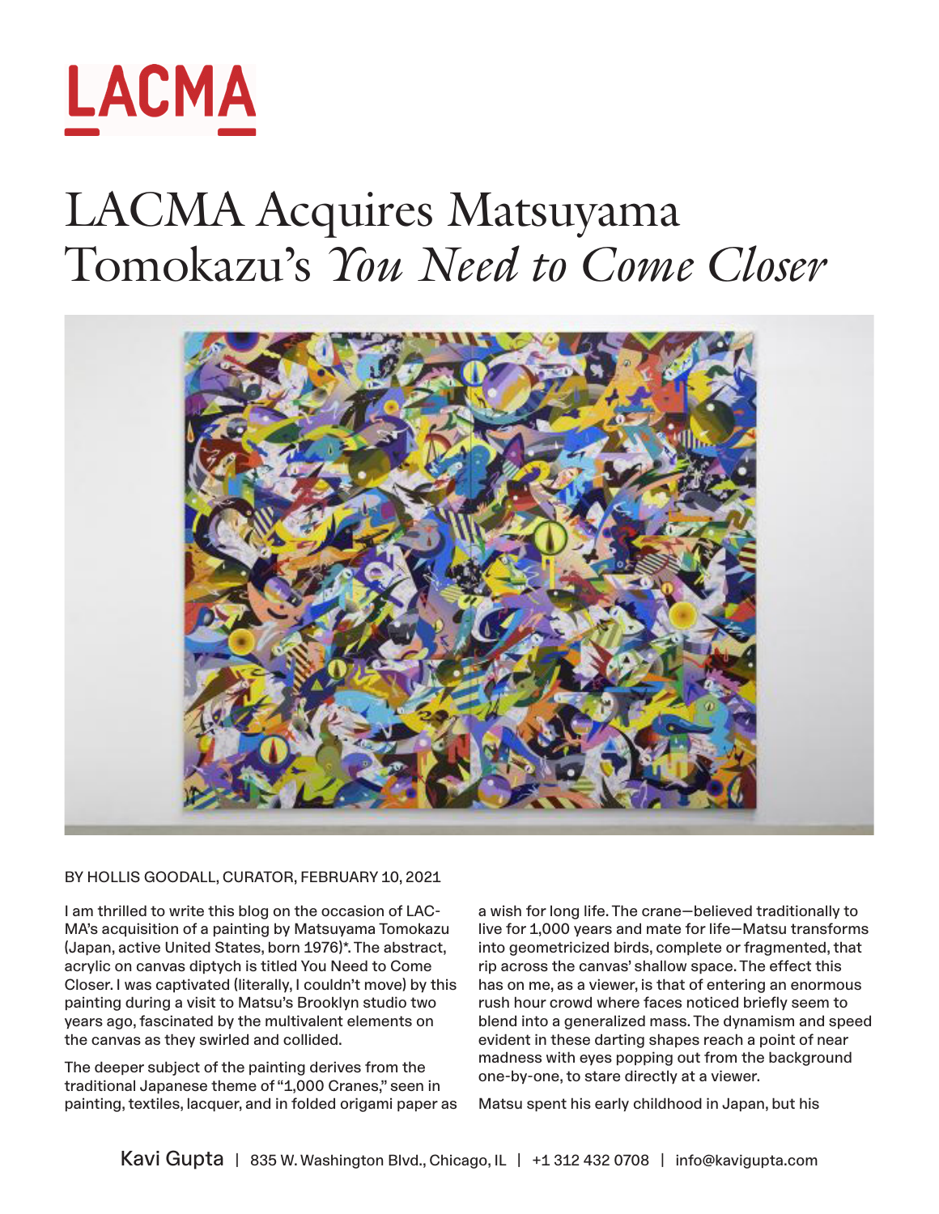# LACMA

# LACMA Acquires Matsuyama Tomokazu's *You Need to Come Closer*

BY HOLLIS GOODALL, CURATOR, FEBRUARY 10, 2021

I am thrilled to write this blog on the occasion of LACMA's acquisition of a painting by Matsuyama Tomokazu (Japan, active United States, born 1976)*. The abstract, acrylic on canvas diptych is titled You Need to Come Closer. I was captivated (literally, I couldn't move) by this painting during a visit to Matsu's Brooklyn studio two years ago, fascinated by the multivalent elements on the canvas as they swirled and collided.

The deeper subject of the painting derives from the traditional Japanese theme of "1,000 Cranes," seen in painting, textiles, lacquer, and in folded origami paper as a wish for long life. The crane—believed traditionally to live for 1,000 years and mate for life—Matsu transforms into geometricized birds, complete or fragmented, that rip across the canvas' shallow space. The effect this has on me, as a viewer, is that of entering an enormous rush hour crowd where faces noticed briefly seem to blend into a generalized mass. The dynamism and speed evident in these darting shapes reach a point of near madness with eyes popping out from the background one-by-one, to stare directly at a viewer.

Matsu spent his early childhood in Japan, but his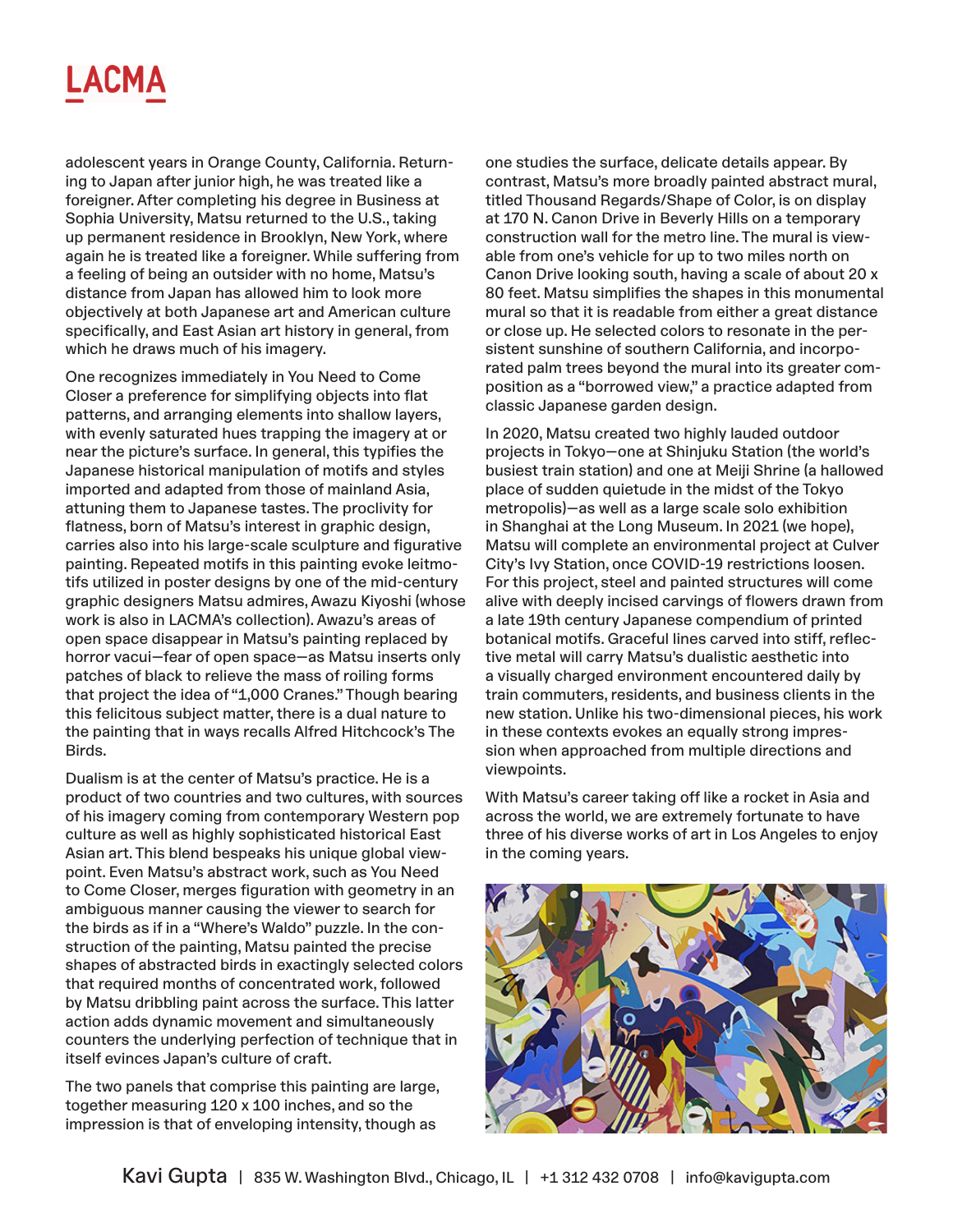adolescent years in Orange County, California. Returning to Japan after junior high, he was treated like a foreigner. After completing his degree in Business at Sophia University, Matsu returned to the U.S., taking up permanent residence in Brooklyn, New York, where again he is treated like a foreigner. While suffering from a feeling of being an outsider with no home, Matsu's distance from Japan has allowed him to look more objectively at both Japanese art and American culture specifically, and East Asian art history in general, from which he draws much of his imagery.

One recognizes immediately in You Need to Come Closer a preference for simplifying objects into flat patterns, and arranging elements into shallow layers, with evenly saturated hues trapping the imagery at or near the picture's surface. In general, this typifies the Japanese historical manipulation of motifs and styles imported and adapted from those of mainland Asia, attuning them to Japanese tastes. The proclivity for flatness, born of Matsu's interest in graphic design, carries also into his large-scale sculpture and figurative painting. Repeated motifs in this painting evoke leitmotifs utilized in poster designs by one of the mid-century graphic designers Matsu admires, Awazu Kiyoshi (whose work is also in LACMA's collection). Awazu's areas of open space disappear in Matsu's painting replaced by horror vacui—fear of open space—as Matsu inserts only patches of black to relieve the mass of roiling forms that project the idea of "1,000 Cranes." Though bearing this felicitous subject matter, there is a dual nature to the painting that in ways recalls Alfred Hitchcock's The Birds.

Dualism is at the center of Matsu's practice. He is a product of two countries and two cultures, with sources of his imagery coming from contemporary Western pop culture as well as highly sophisticated historical East Asian art. This blend bespeaks his unique global viewpoint. Even Matsu's abstract work, such as You Need to Come Closer, merges figuration with geometry in an ambiguous manner causing the viewer to search for the birds as if in a "Where's Waldo" puzzle. In the construction of the painting, Matsu painted the precise shapes of abstracted birds in exactingly selected colors that required months of concentrated work, followed by Matsu dribbling paint across the surface. This latter action adds dynamic movement and simultaneously counters the underlying perfection of technique that in itself evinces Japan's culture of craft.

The two panels that comprise this painting are large, together measuring 120 x 100 inches, and so the impression is that of enveloping intensity, though as one studies the surface, delicate details appear. By contrast, Matsu's more broadly painted abstract mural, titled Thousand Regards/Shape of Color, is on display at 170 N. Canon Drive in Beverly Hills on a temporary construction wall for the metro line. The mural is viewable from one's vehicle for up to two miles north on Canon Drive looking south, having a scale of about 20 x 80 feet. Matsu simplifies the shapes in this monumental mural so that it is readable from either a great distance or close up. He selected colors to resonate in the persistent sunshine of southern California, and incorporated palm trees beyond the mural into its greater composition as a "borrowed view," a practice adapted from classic Japanese garden design.

In 2020, Matsu created two highly lauded outdoor projects in Tokyo—one at Shinjuku Station (the world's busiest train station) and one at Meiji Shrine (a hallowed place of sudden quietude in the midst of the Tokyo metropolis)—as well as a large scale solo exhibition in Shanghai at the Long Museum. In 2021 (we hope), Matsu will complete an environmental project at Culver City's Ivy Station, once COVID-19 restrictions loosen. For this project, steel and painted structures will come alive with deeply incised carvings of flowers drawn from a late 19th century Japanese compendium of printed botanical motifs. Graceful lines carved into stiff, reflective metal will carry Matsu's dualistic aesthetic into a visually charged environment encountered daily by train commuters, residents, and business clients in the new station. Unlike his two-dimensional pieces, his work in these contexts evokes an equally strong impression when approached from multiple directions and viewpoints.

With Matsu's career taking off like a rocket in Asia and across the world, we are extremely fortunate to have three of his diverse works of art in Los Angeles to enjoy in the coming years.